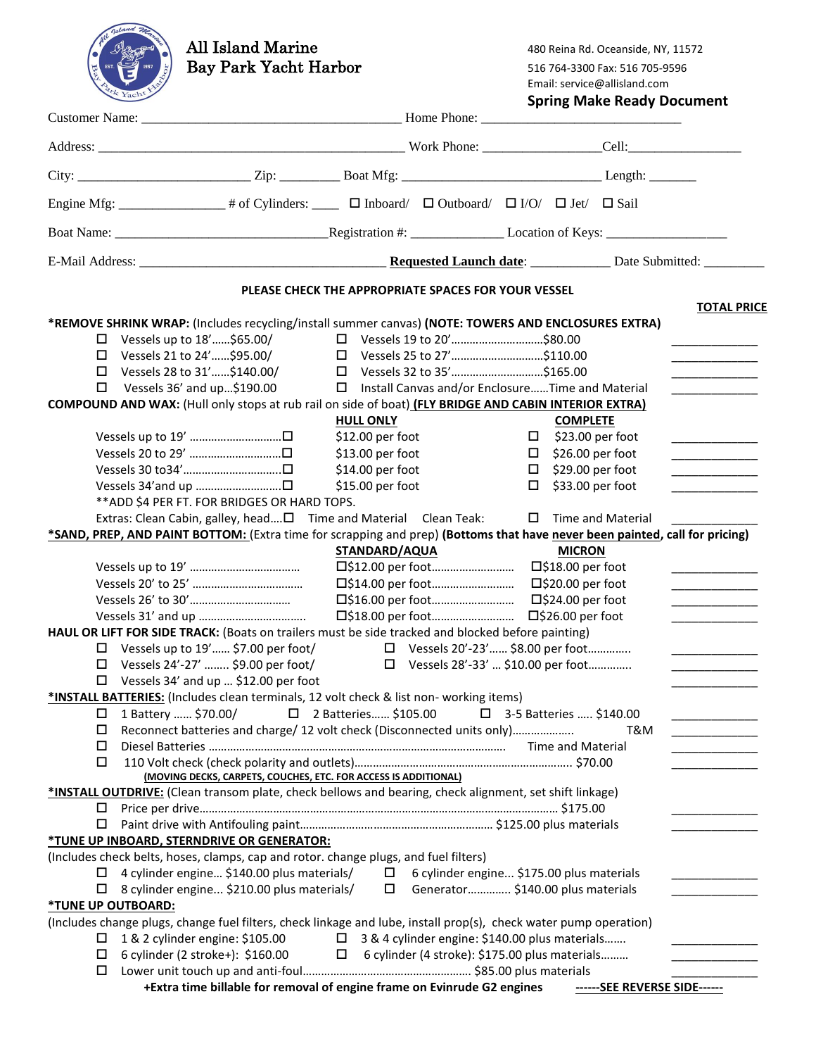# All Island Marine
## Bay Park Yacht Harbor

480 Reina Rd. Oceanside, NY, 11572
516 764-3300 Fax: 516 705-9596
Email: service@allisland.com

**Spring Make Ready Document**

Customer Name: ______________________________________ Home Phone: _____________________________

Address: _____________________________________________ Work Phone: ________________Cell:_________________

City: _________________________ Zip: _________ Boat Mfg: _____________________________ Length: _______

Engine Mfg: _______________ # of Cylinders: ____ ☐ Inboard/ ☐ Outboard/ ☐ I/O/ ☐ Jet/ ☐ Sail

Boat Name: ______________________________Registration #: _____________ Location of Keys: __________________

E-Mail Address: ___________________________________ **Requested Launch date**: ___________ Date Submitted: _________

**PLEASE CHECK THE APPROPRIATE SPACES FOR YOUR VESSEL**

**TOTAL PRICE**

**\*REMOVE SHRINK WRAP:** (Includes recycling/install summer canvas) **(NOTE: TOWERS AND ENCLOSURES EXTRA)**

- ☐ Vessels up to 18'……$65.00/ ☐ Vessels 19 to 20'…………………………$80.00 ____________
- ☐ Vessels 21 to 24'……$95.00/ ☐ Vessels 25 to 27'…………………………$110.00 ____________
- ☐ Vessels 28 to 31'……$140.00/ ☐ Vessels 32 to 35'…………………………$165.00 ____________
- ☐ Vessels 36' and up…$190.00 ☐ Install Canvas and/or Enclosure……Time and Material ____________

**COMPOUND AND WAX:** (Hull only stops at rub rail on side of boat) **FLY BRIDGE AND CABIN INTERIOR EXTRA)**

| | HULL ONLY | COMPLETE | |
|---|---|---|---|
| Vessels up to 19' ……………………… ☐ | $12.00 per foot | ☐ $23.00 per foot | ____________ |
| Vessels 20 to 29' ……………………… ☐ | $13.00 per foot | ☐ $26.00 per foot | ____________ |
| Vessels 30 to34'………………………… ☐ | $14.00 per foot | ☐ $29.00 per foot | ____________ |
| Vessels 34'and up ……………………… ☐ | $15.00 per foot | ☐ $33.00 per foot | ____________ |

\*\*ADD $4 PER FT. FOR BRIDGES OR HARD TOPS.

Extras: Clean Cabin, galley, head….☐ Time and Material Clean Teak: ☐ Time and Material ____________

**\*SAND, PREP, AND PAINT BOTTOM:** (Extra time for scrapping and prep) **(Bottoms that have never been painted, call for pricing)**

| | STANDARD/AQUA | MICRON | |
|---|---|---|---|
| Vessels up to 19' …………………………… | ☐$12.00 per foot…………………… | ☐$18.00 per foot | ____________ |
| Vessels 20' to 25' ………………………… | ☐$14.00 per foot…………………… | ☐$20.00 per foot | ____________ |
| Vessels 26' to 30'………………………… | ☐$16.00 per foot…………………… | ☐$24.00 per foot | ____________ |
| Vessels 31' and up …………………………… | ☐$18.00 per foot…………………… | ☐$26.00 per foot | ____________ |

**HAUL OR LIFT FOR SIDE TRACK:** (Boats on trailers must be side tracked and blocked before painting)

- ☐ Vessels up to 19'…… $7.00 per foot/ ☐ Vessels 20'-23'…… $8.00 per foot………… ____________
- ☐ Vessels 24'-27' …….. $9.00 per foot/ ☐ Vessels 28'-33' … $10.00 per foot………… ____________
- ☐ Vessels 34' and up … $12.00 per foot ____________

**\*INSTALL BATTERIES:** (Includes clean terminals, 12 volt check & list non- working items)

- ☐ 1 Battery …… $70.00/ ☐ 2 Batteries…… $105.00 ☐ 3-5 Batteries ….. $140.00 ____________
- ☐ Reconnect batteries and charge/ 12 volt check (Disconnected units only)……………… T&M ____________
- ☐ Diesel Batteries …………………………………………………………………… Time and Material ____________
- ☐ 110 Volt check (check polarity and outlets)……………………………………………… $70.00 ____________

**(MOVING DECKS, CARPETS, COUCHES, ETC. FOR ACCESS IS ADDITIONAL)**

**\*INSTALL OUTDRIVE:** (Clean transom plate, check bellows and bearing, check alignment, set shift linkage)

- ☐ Price per drive………………………………………………………………………… $175.00 ____________
- ☐ Paint drive with Antifouling paint……………………………………………… $125.00 plus materials ____________

**\*TUNE UP INBOARD, STERNDRIVE OR GENERATOR:**

(Includes check belts, hoses, clamps, cap and rotor. change plugs, and fuel filters)

- ☐ 4 cylinder engine… $140.00 plus materials/ ☐ 6 cylinder engine… $175.00 plus materials ____________
- ☐ 8 cylinder engine… $210.00 plus materials/ ☐ Generator………… $140.00 plus materials ____________

**\*TUNE UP OUTBOARD:**

(Includes change plugs, change fuel filters, check linkage and lube, install prop(s), check water pump operation)

- ☐ 1 & 2 cylinder engine: $105.00 ☐ 3 & 4 cylinder engine: $140.00 plus materials……. ____________
- ☐ 6 cylinder (2 stroke+): $160.00 ☐ 6 cylinder (4 stroke): $175.00 plus materials……… ____________
- ☐ Lower unit touch up and anti-foul……………………………………………… $85.00 plus materials ____________

**+Extra time billable for removal of engine frame on Evinrude G2 engines** **------SEE REVERSE SIDE------**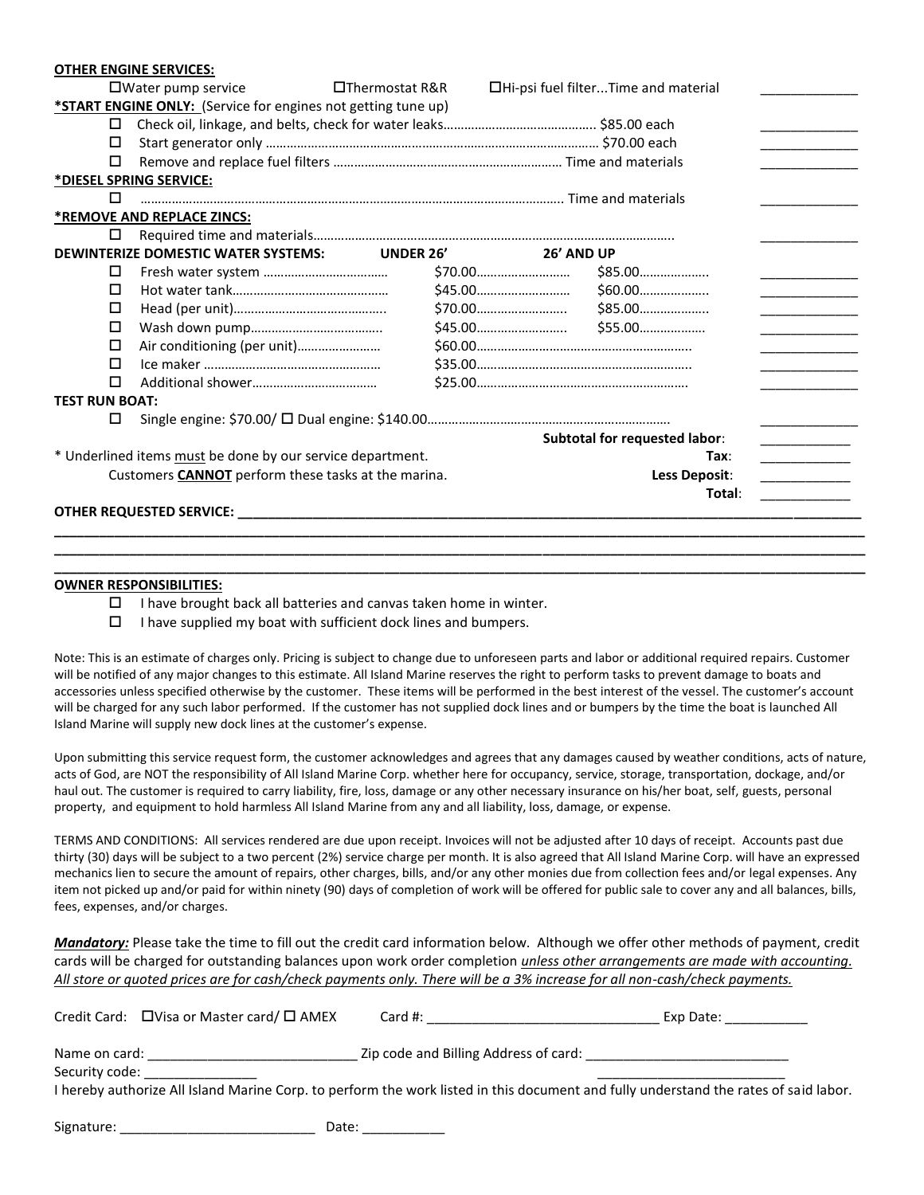**OTHER ENGINE SERVICES:**

☐Water pump service ☐Thermostat R&R ☐Hi-psi fuel filter...Time and material _____________

***START ENGINE ONLY:** (Service for engines not getting tune up)

- ☐ Check oil, linkage, and belts, check for water leaks.......................................... $85.00 each _____________
- ☐ Start generator only ............................................................................................ $70.00 each _____________
- ☐ Remove and replace fuel filters ............................................................... Time and materials _____________

***DIESEL SPRING SERVICE:**

- ☐ ........................................................................................................................ Time and materials _____________

***REMOVE AND REPLACE ZINCS:**

- ☐ Required time and materials........................................................................................................ _____________

| DEWINTERIZE DOMESTIC WATER SYSTEMS: | UNDER 26' | 26' AND UP | |
|---|---|---|---|
| ☐ Fresh water system .................................. | $70.00.......................... | $85.00.................... | _____________ |
| ☐ Hot water tank........................................... | $45.00.......................... | $60.00.................... | _____________ |
| ☐ Head (per unit).......................................... | $70.00.......................... | $85.00.................... | _____________ |
| ☐ Wash down pump..................................... | $45.00.......................... | $55.00.................. | _____________ |
| ☐ Air conditioning (per unit)........................ | $60.00............................................................ | | _____________ |
| ☐ Ice maker .................................................. | $35.00............................................................ | | _____________ |
| ☐ Additional shower...................................... | $25.00............................................................ | | _____________ |

**TEST RUN BOAT:**

- ☐ Single engine: $70.00/ ☐ Dual engine: $140.00.................................................................... _____________

**Subtotal for requested labor**: ____________

* Underlined items must be done by our service department. **Tax**: ____________

Customers **CANNOT** perform these tasks at the marina. **Less Deposit**: ____________

**Total**: ____________

**OTHER REQUESTED SERVICE:** ______________________________________________________________________________

______________________________________________________________________________________________________

______________________________________________________________________________________________________

______________________________________________________________________________________________________

**OWNER RESPONSIBILITIES:**

- ☐ I have brought back all batteries and canvas taken home in winter.
- ☐ I have supplied my boat with sufficient dock lines and bumpers.

Note: This is an estimate of charges only. Pricing is subject to change due to unforeseen parts and labor or additional required repairs. Customer will be notified of any major changes to this estimate. All Island Marine reserves the right to perform tasks to prevent damage to boats and accessories unless specified otherwise by the customer. These items will be performed in the best interest of the vessel. The customer's account will be charged for any such labor performed. If the customer has not supplied dock lines and or bumpers by the time the boat is launched All Island Marine will supply new dock lines at the customer's expense.

Upon submitting this service request form, the customer acknowledges and agrees that any damages caused by weather conditions, acts of nature, acts of God, are NOT the responsibility of All Island Marine Corp. whether here for occupancy, service, storage, transportation, dockage, and/or haul out. The customer is required to carry liability, fire, loss, damage or any other necessary insurance on his/her boat, self, guests, personal property, and equipment to hold harmless All Island Marine from any and all liability, loss, damage, or expense.

TERMS AND CONDITIONS: All services rendered are due upon receipt. Invoices will not be adjusted after 10 days of receipt. Accounts past due thirty (30) days will be subject to a two percent (2%) service charge per month. It is also agreed that All Island Marine Corp. will have an expressed mechanics lien to secure the amount of repairs, other charges, bills, and/or any other monies due from collection fees and/or legal expenses. Any item not picked up and/or paid for within ninety (90) days of completion of work will be offered for public sale to cover any and all balances, bills, fees, expenses, and/or charges.

***Mandatory:*** Please take the time to fill out the credit card information below. Although we offer other methods of payment, credit cards will be charged for outstanding balances upon work order completion *unless other arrangements are made with accounting. All store or quoted prices are for cash/check payments only. There will be a 3% increase for all non-cash/check payments.*

Credit Card: ☐Visa or Master card/ ☐ AMEX Card #: _______________________________ Exp Date: ___________

Name on card: ___________________________ Zip code and Billing Address of card: ___________________________

Security code: _______________ ___________________________

I hereby authorize All Island Marine Corp. to perform the work listed in this document and fully understand the rates of said labor.

Signature: __________________________ Date: ___________